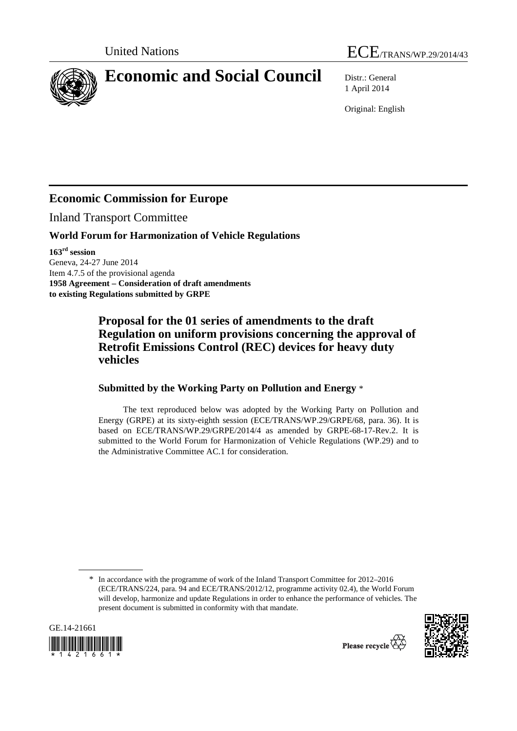United Nations

ECE/TRANS/WP.29/2014/43

# Economic and Social Council

Distr.: General
1 April 2014

Original: English

## Economic Commission for Europe

Inland Transport Committee

### World Forum for Harmonization of Vehicle Regulations

**163rd session**
Geneva, 24-27 June 2014
Item 4.7.5 of the provisional agenda
**1958 Agreement – Consideration of draft amendments to existing Regulations submitted by GRPE**

## Proposal for the 01 series of amendments to the draft Regulation on uniform provisions concerning the approval of Retrofit Emissions Control (REC) devices for heavy duty vehicles

### Submitted by the Working Party on Pollution and Energy *

The text reproduced below was adopted by the Working Party on Pollution and Energy (GRPE) at its sixty-eighth session (ECE/TRANS/WP.29/GRPE/68, para. 36). It is based on ECE/TRANS/WP.29/GRPE/2014/4 as amended by GRPE-68-17-Rev.2. It is submitted to the World Forum for Harmonization of Vehicle Regulations (WP.29) and to the Administrative Committee AC.1 for consideration.

* In accordance with the programme of work of the Inland Transport Committee for 2012–2016 (ECE/TRANS/224, para. 94 and ECE/TRANS/2012/12, programme activity 02.4), the World Forum will develop, harmonize and update Regulations in order to enhance the performance of vehicles. The present document is submitted in conformity with that mandate.

GE.14-21661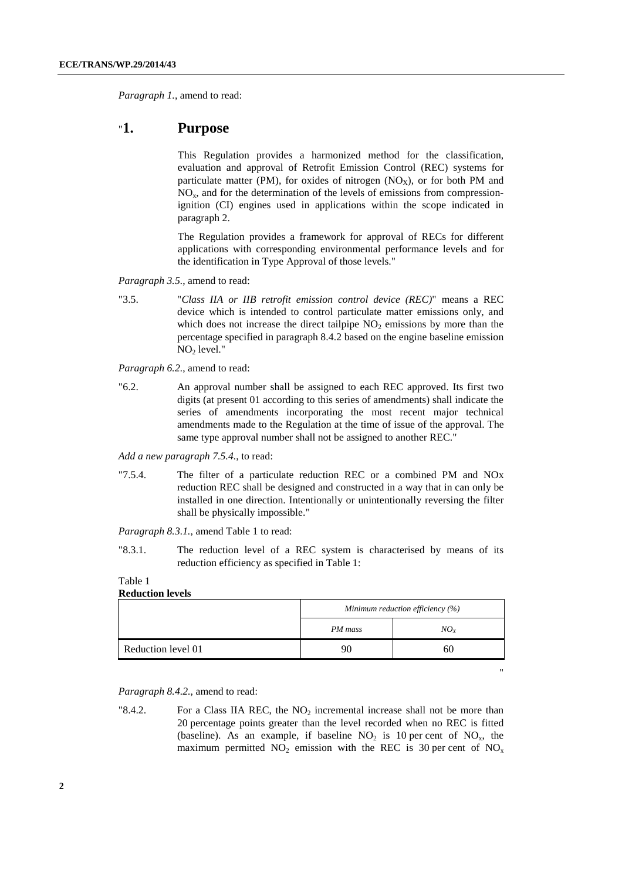*Paragraph 1.*, amend to read:

## "1. Purpose

This Regulation provides a harmonized method for the classification, evaluation and approval of Retrofit Emission Control (REC) systems for particulate matter (PM), for oxides of nitrogen ($NO_X$), or for both PM and $NO_x$, and for the determination of the levels of emissions from compression-ignition (CI) engines used in applications within the scope indicated in paragraph 2.

The Regulation provides a framework for approval of RECs for different applications with corresponding environmental performance levels and for the identification in Type Approval of those levels."

*Paragraph 3.5.*, amend to read:

"3.5. "*Class IIA or IIB retrofit emission control device (REC)*" means a REC device which is intended to control particulate matter emissions only, and which does not increase the direct tailpipe $NO_2$ emissions by more than the percentage specified in paragraph 8.4.2 based on the engine baseline emission $NO_2$ level."

*Paragraph 6.2.*, amend to read:

"6.2. An approval number shall be assigned to each REC approved. Its first two digits (at present 01 according to this series of amendments) shall indicate the series of amendments incorporating the most recent major technical amendments made to the Regulation at the time of issue of the approval. The same type approval number shall not be assigned to another REC."

*Add a new paragraph 7.5.4.*, to read:

"7.5.4. The filter of a particulate reduction REC or a combined PM and NOx reduction REC shall be designed and constructed in a way that in can only be installed in one direction. Intentionally or unintentionally reversing the filter shall be physically impossible."

*Paragraph 8.3.1.*, amend Table 1 to read:

"8.3.1. The reduction level of a REC system is characterised by means of its reduction efficiency as specified in Table 1:

Table 1
**Reduction levels**

| | *Minimum reduction efficiency (%)* | |
|---|---|---|
| | *PM mass* | $NO_X$ |
| Reduction level 01 | 90 | 60 |

"

*Paragraph 8.4.2.*, amend to read:

"8.4.2. For a Class IIA REC, the $NO_2$ incremental increase shall not be more than 20 percentage points greater than the level recorded when no REC is fitted (baseline). As an example, if baseline $NO_2$ is 10 per cent of $NO_x$, the maximum permitted $NO_2$ emission with the REC is 30 per cent of $NO_x$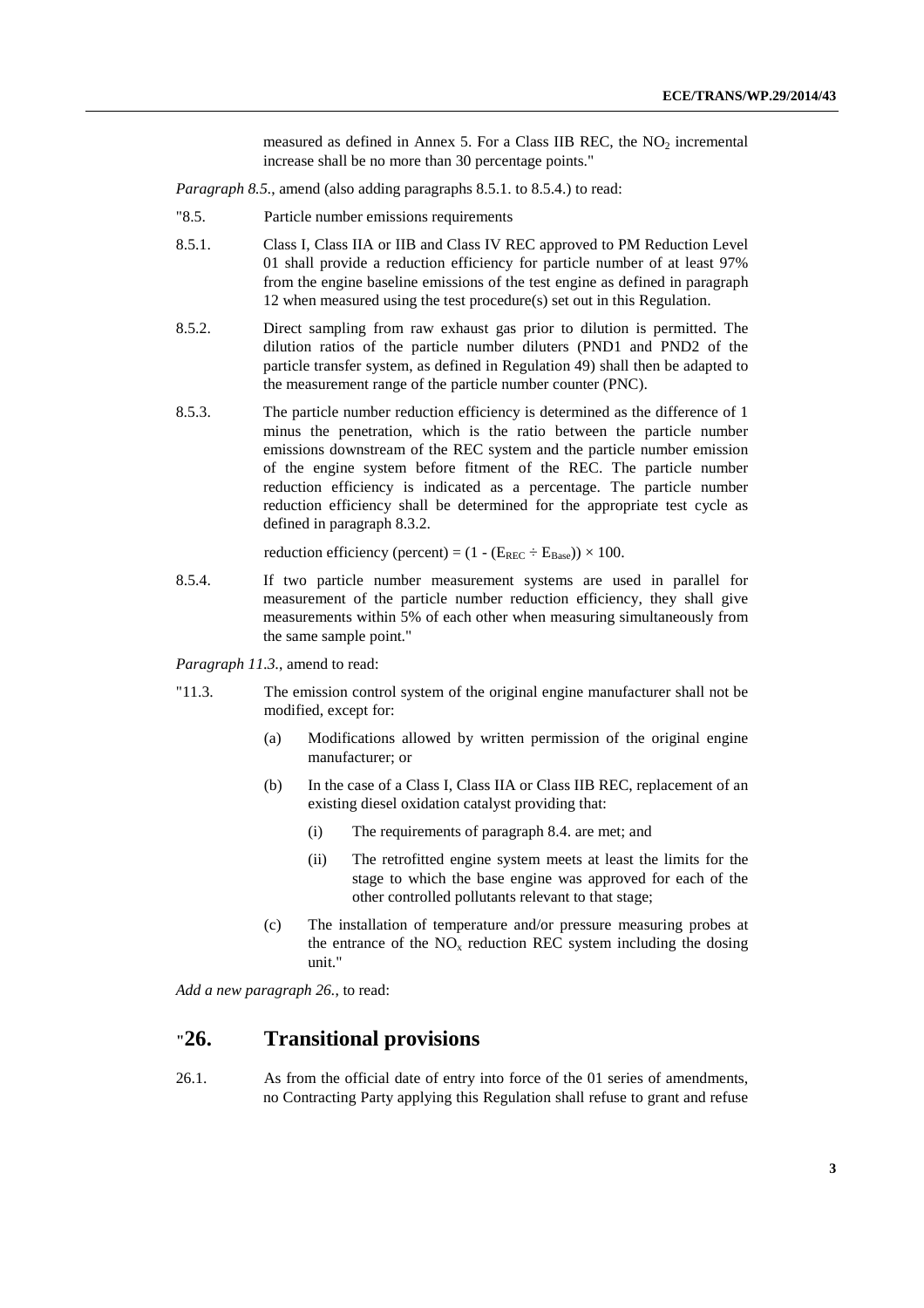measured as defined in Annex 5. For a Class IIB REC, the $NO_2$ incremental increase shall be no more than 30 percentage points."

*Paragraph 8.5.*, amend (also adding paragraphs 8.5.1. to 8.5.4.) to read:

"8.5. Particle number emissions requirements

8.5.1. Class I, Class IIA or IIB and Class IV REC approved to PM Reduction Level 01 shall provide a reduction efficiency for particle number of at least 97% from the engine baseline emissions of the test engine as defined in paragraph 12 when measured using the test procedure(s) set out in this Regulation.

8.5.2. Direct sampling from raw exhaust gas prior to dilution is permitted. The dilution ratios of the particle number diluters (PND1 and PND2 of the particle transfer system, as defined in Regulation 49) shall then be adapted to the measurement range of the particle number counter (PNC).

8.5.3. The particle number reduction efficiency is determined as the difference of 1 minus the penetration, which is the ratio between the particle number emissions downstream of the REC system and the particle number emission of the engine system before fitment of the REC. The particle number reduction efficiency is indicated as a percentage. The particle number reduction efficiency shall be determined for the appropriate test cycle as defined in paragraph 8.3.2.

reduction efficiency (percent) = $(1 - (E_{REC} \div E_{Base})) \times 100$.

8.5.4. If two particle number measurement systems are used in parallel for measurement of the particle number reduction efficiency, they shall give measurements within 5% of each other when measuring simultaneously from the same sample point."

*Paragraph 11.3.*, amend to read:

"11.3. The emission control system of the original engine manufacturer shall not be modified, except for:

(a) Modifications allowed by written permission of the original engine manufacturer; or

(b) In the case of a Class I, Class IIA or Class IIB REC, replacement of an existing diesel oxidation catalyst providing that:

(i) The requirements of paragraph 8.4. are met; and

(ii) The retrofitted engine system meets at least the limits for the stage to which the base engine was approved for each of the other controlled pollutants relevant to that stage;

(c) The installation of temperature and/or pressure measuring probes at the entrance of the $NO_x$ reduction REC system including the dosing unit."

*Add a new paragraph 26.*, to read:

## "26. Transitional provisions

26.1. As from the official date of entry into force of the 01 series of amendments, no Contracting Party applying this Regulation shall refuse to grant and refuse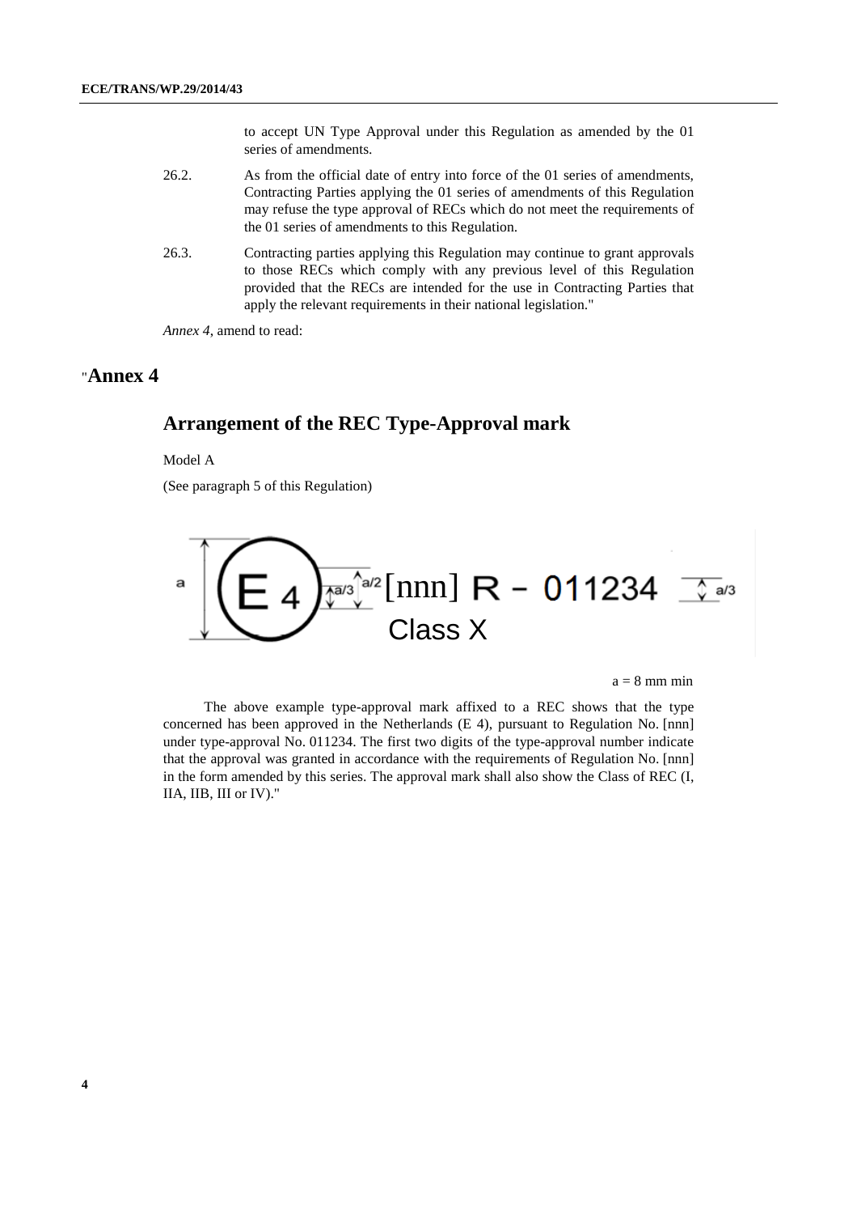to accept UN Type Approval under this Regulation as amended by the 01 series of amendments.

26.2. As from the official date of entry into force of the 01 series of amendments, Contracting Parties applying the 01 series of amendments of this Regulation may refuse the type approval of RECs which do not meet the requirements of the 01 series of amendments to this Regulation.

26.3. Contracting parties applying this Regulation may continue to grant approvals to those RECs which comply with any previous level of this Regulation provided that the RECs are intended for the use in Contracting Parties that apply the relevant requirements in their national legislation."

*Annex 4*, amend to read:

# "Annex 4

## Arrangement of the REC Type-Approval mark

Model A

(See paragraph 5 of this Regulation)

a (E 4) a/3 a/2 [nnn] R – 011234 a/3
Class X

a = 8 mm min

The above example type-approval mark affixed to a REC shows that the type concerned has been approved in the Netherlands (E 4), pursuant to Regulation No. [nnn] under type-approval No. 011234. The first two digits of the type-approval number indicate that the approval was granted in accordance with the requirements of Regulation No. [nnn] in the form amended by this series. The approval mark shall also show the Class of REC (I, IIA, IIB, III or IV)."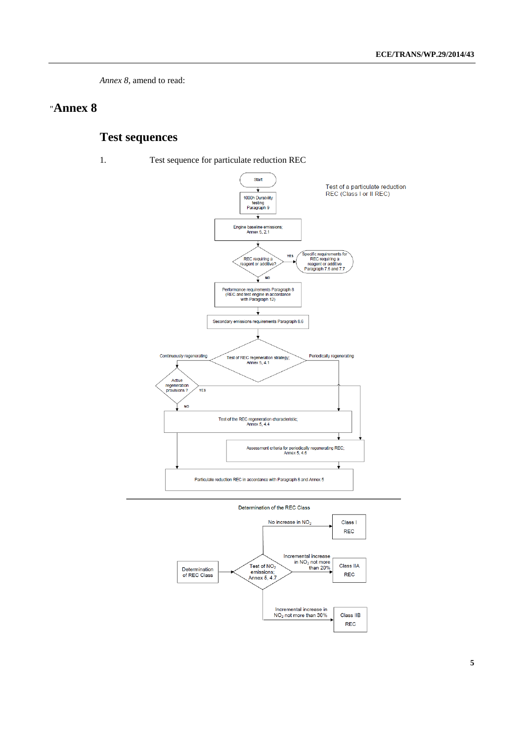*Annex 8*, amend to read:

# "Annex 8

## Test sequences

1. Test sequence for particulate reduction REC

Test of a particulate reduction REC (Class I or II REC)

Start

1000h Durability testing Paragraph 9

Engine baseline emissions; Annex 5, 2.1

REC requiring a reagent or additive?

YES

Specific requirements for REC requiring a reagent or additive Paragraph 7.6 and 7.7

NO

Performance requirements Paragraph 8 (REC and test engine in accordance with Paragraph 12)

Secondary emissions requirements Paragraph 8.6

Continuously regenerating

Test of REC regeneration strategy; Annex 5, 4.1

Periodically regenerating

Active regeneration provisions ?

YES

NO

Test of the REC regeneration characteristic; Annex 5, 4.4

Assessment criteria for periodically regenerating REC; Annex 5, 4.6

Particulate reduction REC in accordance with Paragraph 8 and Annex 5

Determination of the REC Class

Determination of REC Class

Test of $NO_2$ emissions; Annex 5, 4.7

No increase in $NO_2$

Class I REC

Incremental increase in $NO_2$ not more than 20%

Class IIA REC

Incremental increase in $NO_2$ not more than 30%

Class IIB REC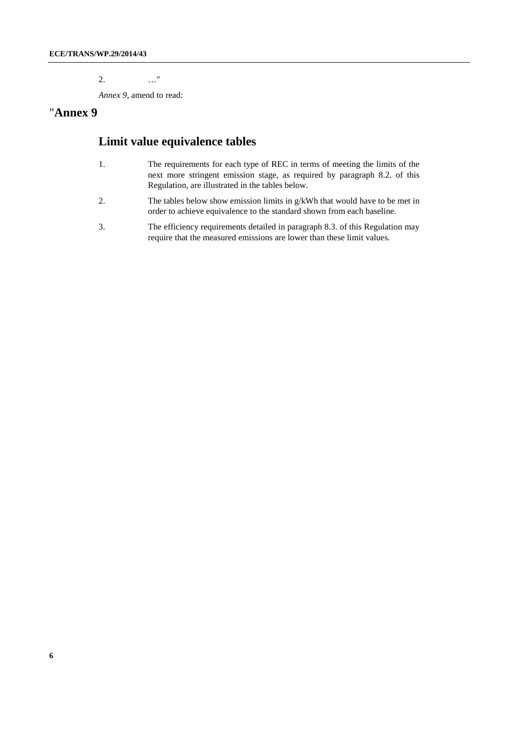2. …"

*Annex 9*, amend to read:

# "Annex 9

## Limit value equivalence tables

1. The requirements for each type of REC in terms of meeting the limits of the next more stringent emission stage, as required by paragraph 8.2. of this Regulation, are illustrated in the tables below.

2. The tables below show emission limits in g/kWh that would have to be met in order to achieve equivalence to the standard shown from each baseline.

3. The efficiency requirements detailed in paragraph 8.3. of this Regulation may require that the measured emissions are lower than these limit values.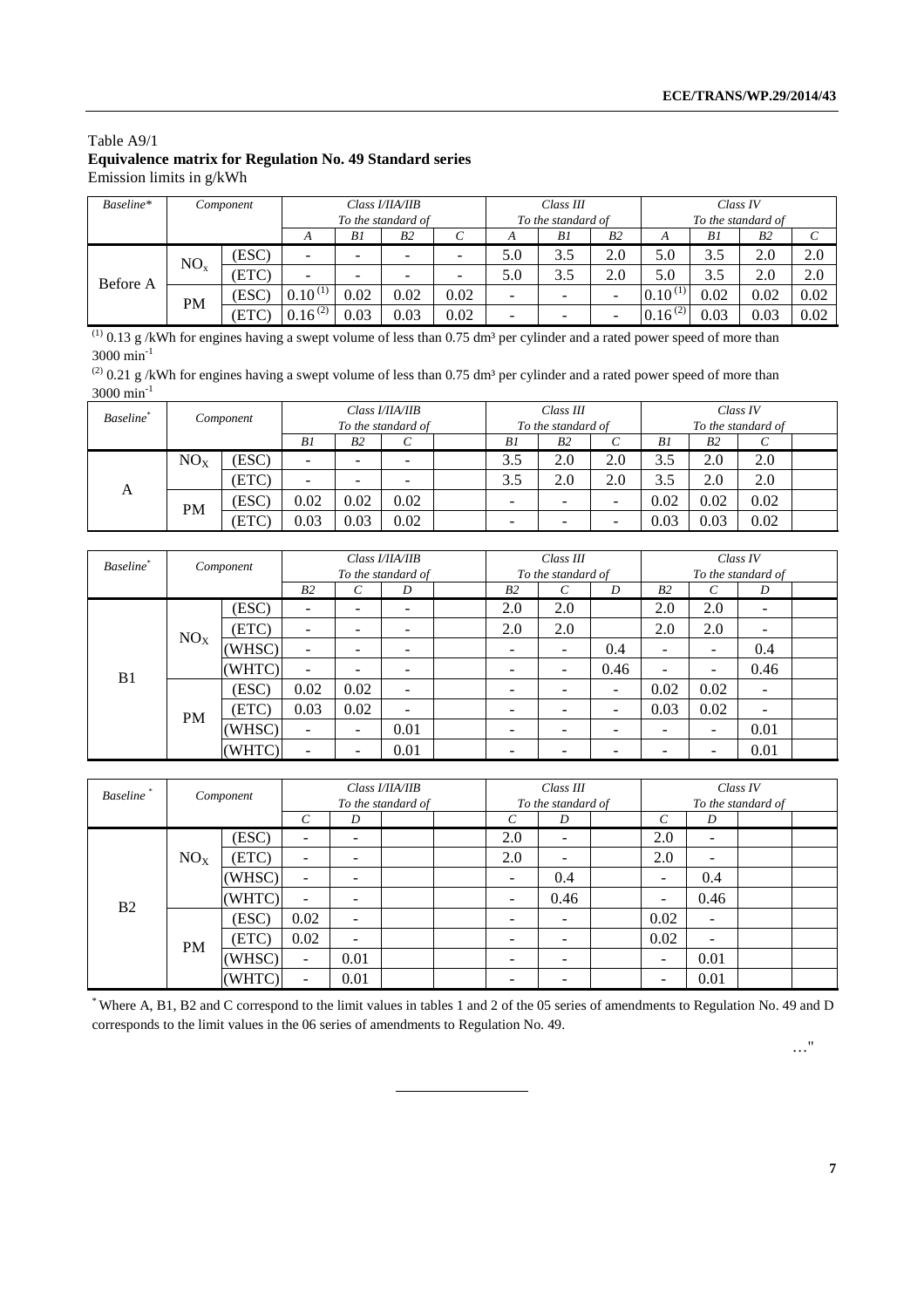Table A9/1
**Equivalence matrix for Regulation No. 49 Standard series**
Emission limits in g/kWh

| *Baseline\** | *Component* | | *Class I/IIA/IIB To the standard of* | | | | *Class III To the standard of* | | | *Class IV To the standard of* | | | |
|---|---|---|---|---|---|---|---|---|---|---|---|---|---|
| | | | *A* | *B1* | *B2* | *C* | *A* | *B1* | *B2* | *A* | *B1* | *B2* | *C* |
| Before A | $NO_x$ | (ESC) | - | - | - | - | 5.0 | 3.5 | 2.0 | 5.0 | 3.5 | 2.0 | 2.0 |
| | | (ETC) | - | - | - | - | 5.0 | 3.5 | 2.0 | 5.0 | 3.5 | 2.0 | 2.0 |
| | PM | (ESC) | 0.10 (1) | 0.02 | 0.02 | 0.02 | - | - | - | 0.10 (1) | 0.02 | 0.02 | 0.02 |
| | | (ETC) | 0.16 (2) | 0.03 | 0.03 | 0.02 | - | - | - | 0.16 (2) | 0.03 | 0.03 | 0.02 |

(1) 0.13 g /kWh for engines having a swept volume of less than 0.75 dm³ per cylinder and a rated power speed of more than 3000 $min^{-1}$

(2) 0.21 g /kWh for engines having a swept volume of less than 0.75 dm³ per cylinder and a rated power speed of more than 3000 $min^{-1}$

| *Baseline\** | *Component* | | *Class I/IIA/IIB To the standard of* | | | | *Class III To the standard of* | | | *Class IV To the standard of* | | | |
|---|---|---|---|---|---|---|---|---|---|---|---|---|---|
| | | | *B1* | *B2* | *C* | | *B1* | *B2* | *C* | *B1* | *B2* | *C* | |
| A | $NO_X$ | (ESC) | - | - | - | | 3.5 | 2.0 | 2.0 | 3.5 | 2.0 | 2.0 | |
| | | (ETC) | - | - | - | | 3.5 | 2.0 | 2.0 | 3.5 | 2.0 | 2.0 | |
| | PM | (ESC) | 0.02 | 0.02 | 0.02 | | - | - | - | 0.02 | 0.02 | 0.02 | |
| | | (ETC) | 0.03 | 0.03 | 0.02 | | - | - | - | 0.03 | 0.03 | 0.02 | |

| *Baseline\** | *Component* | | *Class I/IIA/IIB To the standard of* | | | | *Class III To the standard of* | | | *Class IV To the standard of* | | | |
|---|---|---|---|---|---|---|---|---|---|---|---|---|---|
| | | | *B2* | *C* | *D* | | *B2* | *C* | *D* | *B2* | *C* | *D* | |
| B1 | $NO_X$ | (ESC) | - | - | - | | 2.0 | 2.0 | | 2.0 | 2.0 | - | |
| | | (ETC) | - | - | - | | 2.0 | 2.0 | | 2.0 | 2.0 | - | |
| | | (WHSC) | - | - | - | | - | - | 0.4 | - | - | 0.4 | |
| | | (WHTC) | - | - | - | | - | - | 0.46 | - | - | 0.46 | |
| | PM | (ESC) | 0.02 | 0.02 | - | | - | - | - | 0.02 | 0.02 | - | |
| | | (ETC) | 0.03 | 0.02 | - | | - | - | - | 0.03 | 0.02 | - | |
| | | (WHSC) | - | - | 0.01 | | - | - | - | - | - | 0.01 | |
| | | (WHTC) | - | - | 0.01 | | - | - | - | - | - | 0.01 | |

| *Baseline\** | *Component* | | *Class I/IIA/IIB To the standard of* | | | | *Class III To the standard of* | | | *Class IV To the standard of* | | | |
|---|---|---|---|---|---|---|---|---|---|---|---|---|---|
| | | | *C* | *D* | | | *C* | *D* | | *C* | *D* | | |
| B2 | $NO_X$ | (ESC) | - | - | | | 2.0 | - | | 2.0 | - | | |
| | | (ETC) | - | - | | | 2.0 | - | | 2.0 | - | | |
| | | (WHSC) | - | - | | | - | 0.4 | | - | 0.4 | | |
| | | (WHTC) | - | - | | | - | 0.46 | | - | 0.46 | | |
| | PM | (ESC) | 0.02 | - | | | - | - | | 0.02 | - | | |
| | | (ETC) | 0.02 | - | | | - | - | | 0.02 | - | | |
| | | (WHSC) | - | 0.01 | | | - | - | | - | 0.01 | | |
| | | (WHTC) | - | 0.01 | | | - | - | | - | 0.01 | | |

\* Where A, B1, B2 and C correspond to the limit values in tables 1 and 2 of the 05 series of amendments to Regulation No. 49 and D corresponds to the limit values in the 06 series of amendments to Regulation No. 49.

…"